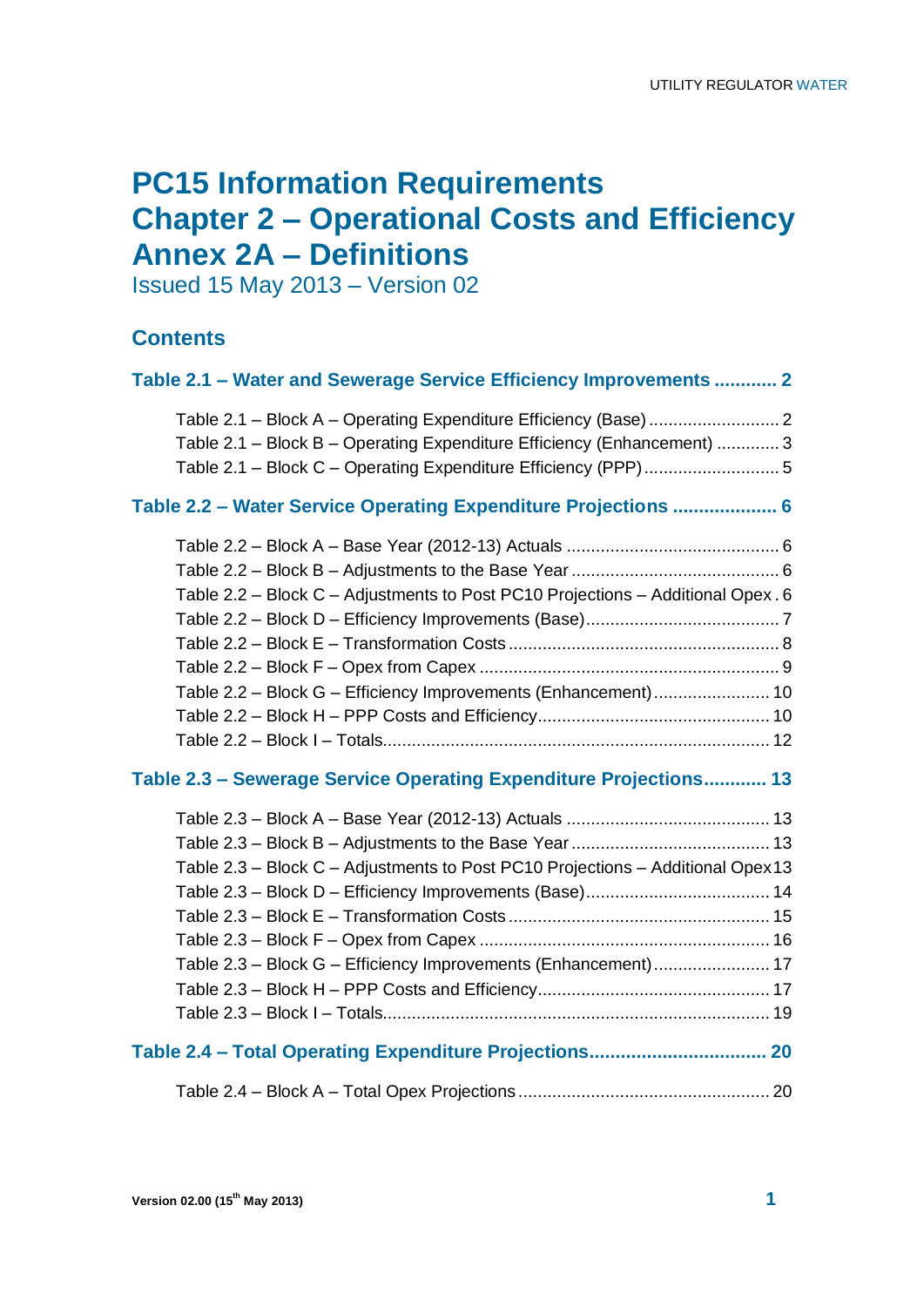# PC15 Information Requirements
# Chapter 2 – Operational Costs and Efficiency
# Annex 2A – Definitions

Issued 15 May 2013 – Version 02

## Contents

**Table 2.1 – Water and Sewerage Service Efficiency Improvements ............ 2**

- Table 2.1 – Block A – Operating Expenditure Efficiency (Base) ............ 2
- Table 2.1 – Block B – Operating Expenditure Efficiency (Enhancement) ............ 3
- Table 2.1 – Block C – Operating Expenditure Efficiency (PPP) ............ 5

**Table 2.2 – Water Service Operating Expenditure Projections .................... 6**

- Table 2.2 – Block A – Base Year (2012-13) Actuals ............ 6
- Table 2.2 – Block B – Adjustments to the Base Year ............ 6
- Table 2.2 – Block C – Adjustments to Post PC10 Projections – Additional Opex . 6
- Table 2.2 – Block D – Efficiency Improvements (Base) ............ 7
- Table 2.2 – Block E – Transformation Costs ............ 8
- Table 2.2 – Block F – Opex from Capex ............ 9
- Table 2.2 – Block G – Efficiency Improvements (Enhancement) ............ 10
- Table 2.2 – Block H – PPP Costs and Efficiency ............ 10
- Table 2.2 – Block I – Totals ............ 12

**Table 2.3 – Sewerage Service Operating Expenditure Projections............ 13**

- Table 2.3 – Block A – Base Year (2012-13) Actuals ............ 13
- Table 2.3 – Block B – Adjustments to the Base Year ............ 13
- Table 2.3 – Block C – Adjustments to Post PC10 Projections – Additional Opex 13
- Table 2.3 – Block D – Efficiency Improvements (Base) ............ 14
- Table 2.3 – Block E – Transformation Costs ............ 15
- Table 2.3 – Block F – Opex from Capex ............ 16
- Table 2.3 – Block G – Efficiency Improvements (Enhancement) ............ 17
- Table 2.3 – Block H – PPP Costs and Efficiency ............ 17
- Table 2.3 – Block I – Totals ............ 19

**Table 2.4 – Total Operating Expenditure Projections.................................. 20**

- Table 2.4 – Block A – Total Opex Projections ............ 20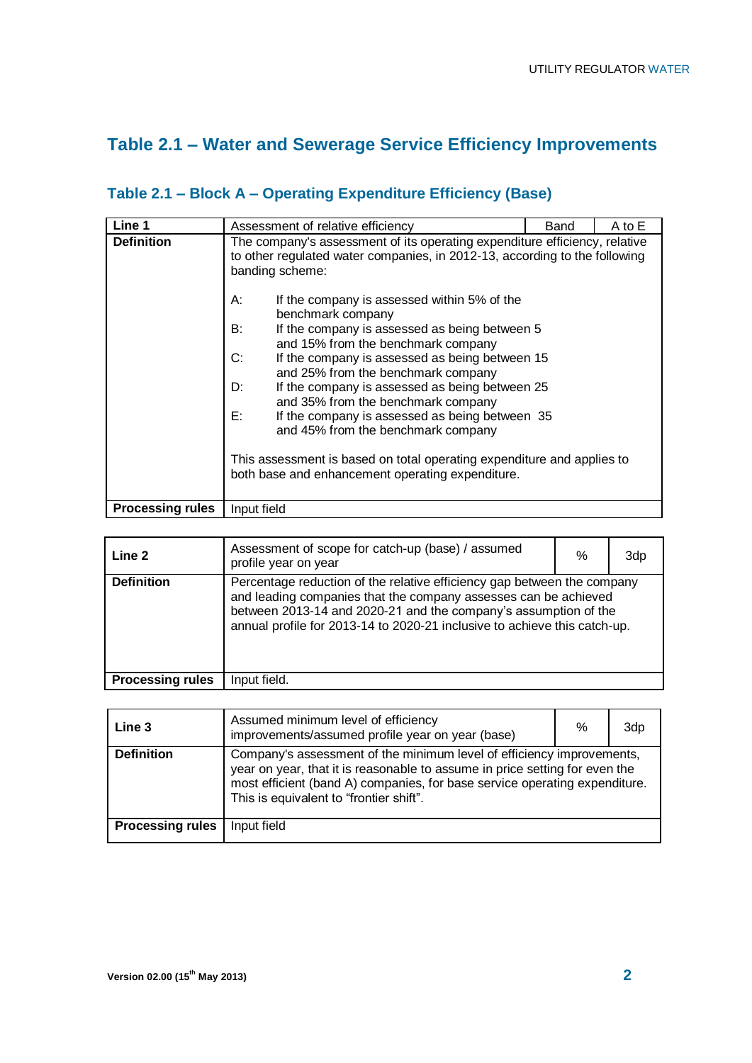## Table 2.1 – Water and Sewerage Service Efficiency Improvements

### Table 2.1 – Block A – Operating Expenditure Efficiency (Base)

| Line 1 | Assessment of relative efficiency | Band | A to E |
|---|---|---|---|
| **Definition** | The company's assessment of its operating expenditure efficiency, relative to other regulated water companies, in 2012-13, according to the following banding scheme:<br><br>A: If the company is assessed within 5% of the benchmark company<br>B: If the company is assessed as being between 5 and 15% from the benchmark company<br>C: If the company is assessed as being between 15 and 25% from the benchmark company<br>D: If the company is assessed as being between 25 and 35% from the benchmark company<br>E: If the company is assessed as being between 35 and 45% from the benchmark company<br><br>This assessment is based on total operating expenditure and applies to both base and enhancement operating expenditure. | | |
| **Processing rules** | Input field | | |

| Line 2 | Assessment of scope for catch-up (base) / assumed profile year on year | % | 3dp |
|---|---|---|---|
| **Definition** | Percentage reduction of the relative efficiency gap between the company and leading companies that the company assesses can be achieved between 2013-14 and 2020-21 and the company's assumption of the annual profile for 2013-14 to 2020-21 inclusive to achieve this catch-up. | | |
| **Processing rules** | Input field. | | |

| Line 3 | Assumed minimum level of efficiency improvements/assumed profile year on year (base) | % | 3dp |
|---|---|---|---|
| **Definition** | Company's assessment of the minimum level of efficiency improvements, year on year, that it is reasonable to assume in price setting for even the most efficient (band A) companies, for base service operating expenditure. This is equivalent to "frontier shift". | | |
| **Processing rules** | Input field | | |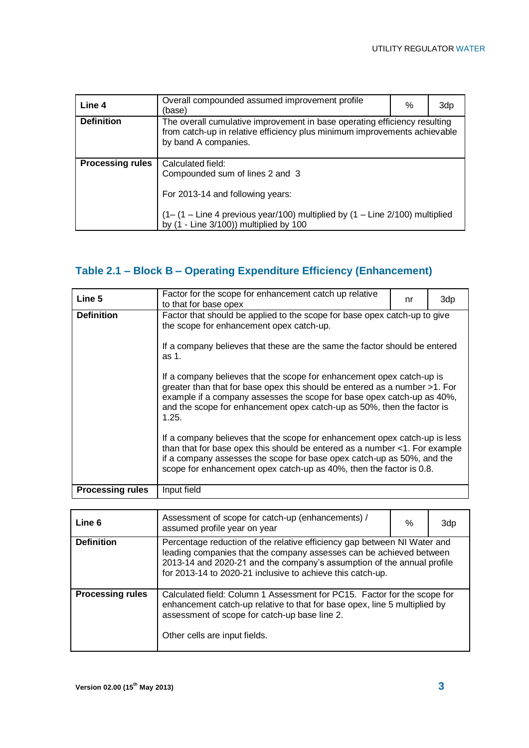| Line 4 | Overall compounded assumed improvement profile (base) | % | 3dp |
|---|---|---|---|
| **Definition** | The overall cumulative improvement in base operating efficiency resulting from catch-up in relative efficiency plus minimum improvements achievable by band A companies. | | |
| **Processing rules** | Calculated field:<br>Compounded sum of lines 2 and 3<br><br>For 2013-14 and following years:<br><br>(1– (1 – Line 4 previous year/100) multiplied by (1 – Line 2/100) multiplied by (1 - Line 3/100)) multiplied by 100 | | |

## Table 2.1 – Block B – Operating Expenditure Efficiency (Enhancement)

| Line 5 | Factor for the scope for enhancement catch up relative to that for base opex | nr | 3dp |
|---|---|---|---|
| **Definition** | Factor that should be applied to the scope for base opex catch-up to give the scope for enhancement opex catch-up.<br><br>If a company believes that these are the same the factor should be entered as 1.<br><br>If a company believes that the scope for enhancement opex catch-up is greater than that for base opex this should be entered as a number >1. For example if a company assesses the scope for base opex catch-up as 40%, and the scope for enhancement opex catch-up as 50%, then the factor is 1.25.<br><br>If a company believes that the scope for enhancement opex catch-up is less than that for base opex this should be entered as a number <1. For example if a company assesses the scope for base opex catch-up as 50%, and the scope for enhancement opex catch-up as 40%, then the factor is 0.8. | | |
| **Processing rules** | Input field | | |

| Line 6 | Assessment of scope for catch-up (enhancements) / assumed profile year on year | % | 3dp |
|---|---|---|---|
| **Definition** | Percentage reduction of the relative efficiency gap between NI Water and leading companies that the company assesses can be achieved between 2013-14 and 2020-21 and the company's assumption of the annual profile for 2013-14 to 2020-21 inclusive to achieve this catch-up. | | |
| **Processing rules** | Calculated field: Column 1 Assessment for PC15. Factor for the scope for enhancement catch-up relative to that for base opex, line 5 multiplied by assessment of scope for catch-up base line 2.<br><br>Other cells are input fields. | | |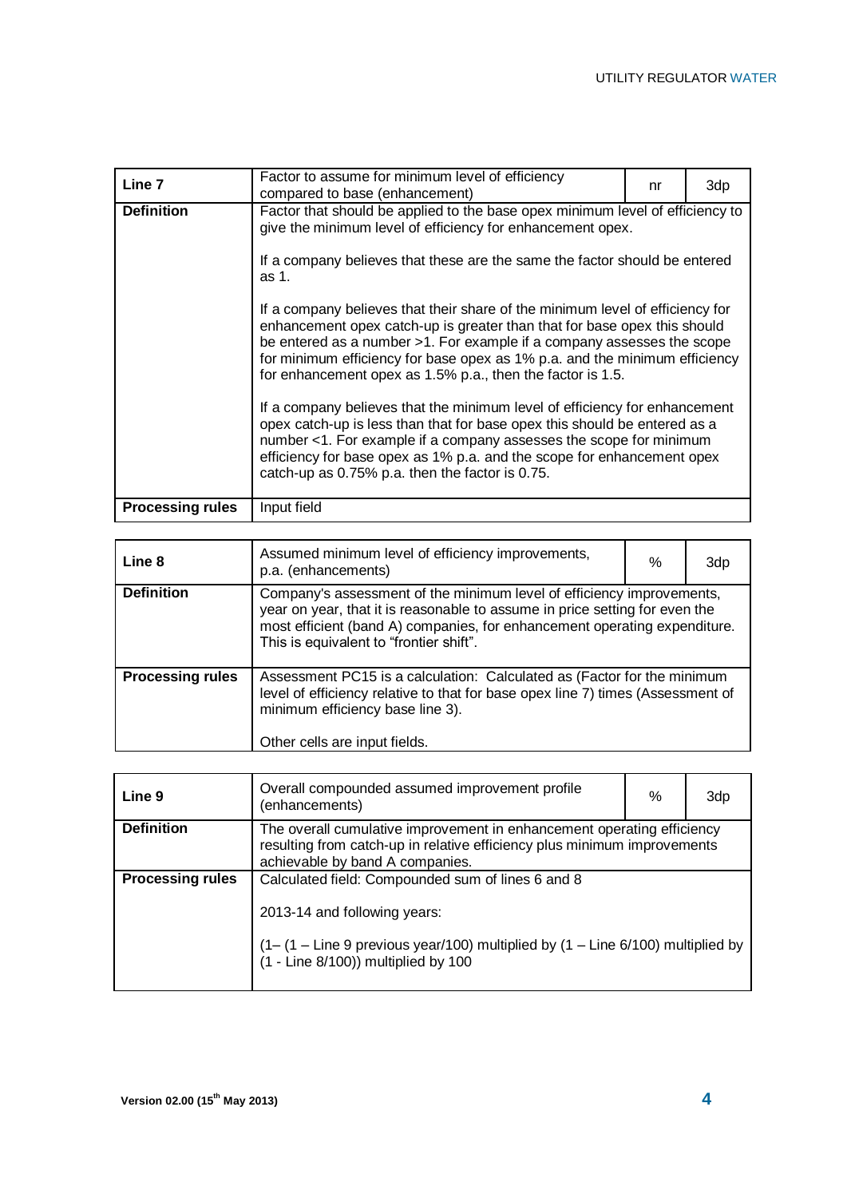| Line 7 | Factor to assume for minimum level of efficiency compared to base (enhancement) | nr | 3dp |
|---|---|---|---|
| **Definition** | Factor that should be applied to the base opex minimum level of efficiency to give the minimum level of efficiency for enhancement opex.<br><br>If a company believes that these are the same the factor should be entered as 1.<br><br>If a company believes that their share of the minimum level of efficiency for enhancement opex catch-up is greater than that for base opex this should be entered as a number >1. For example if a company assesses the scope for minimum efficiency for base opex as 1% p.a. and the minimum efficiency for enhancement opex as 1.5% p.a., then the factor is 1.5.<br><br>If a company believes that the minimum level of efficiency for enhancement opex catch-up is less than that for base opex this should be entered as a number <1. For example if a company assesses the scope for minimum efficiency for base opex as 1% p.a. and the scope for enhancement opex catch-up as 0.75% p.a. then the factor is 0.75. | | |
| **Processing rules** | Input field | | |

| Line 8 | Assumed minimum level of efficiency improvements, p.a. (enhancements) | % | 3dp |
|---|---|---|---|
| **Definition** | Company's assessment of the minimum level of efficiency improvements, year on year, that it is reasonable to assume in price setting for even the most efficient (band A) companies, for enhancement operating expenditure. This is equivalent to "frontier shift". | | |
| **Processing rules** | Assessment PC15 is a calculation: Calculated as (Factor for the minimum level of efficiency relative to that for base opex line 7) times (Assessment of minimum efficiency base line 3).<br><br>Other cells are input fields. | | |

| Line 9 | Overall compounded assumed improvement profile (enhancements) | % | 3dp |
|---|---|---|---|
| **Definition** | The overall cumulative improvement in enhancement operating efficiency resulting from catch-up in relative efficiency plus minimum improvements achievable by band A companies. | | |
| **Processing rules** | Calculated field: Compounded sum of lines 6 and 8<br><br>2013-14 and following years:<br><br>(1– (1 – Line 9 previous year/100) multiplied by (1 – Line 6/100) multiplied by (1 - Line 8/100)) multiplied by 100 | | |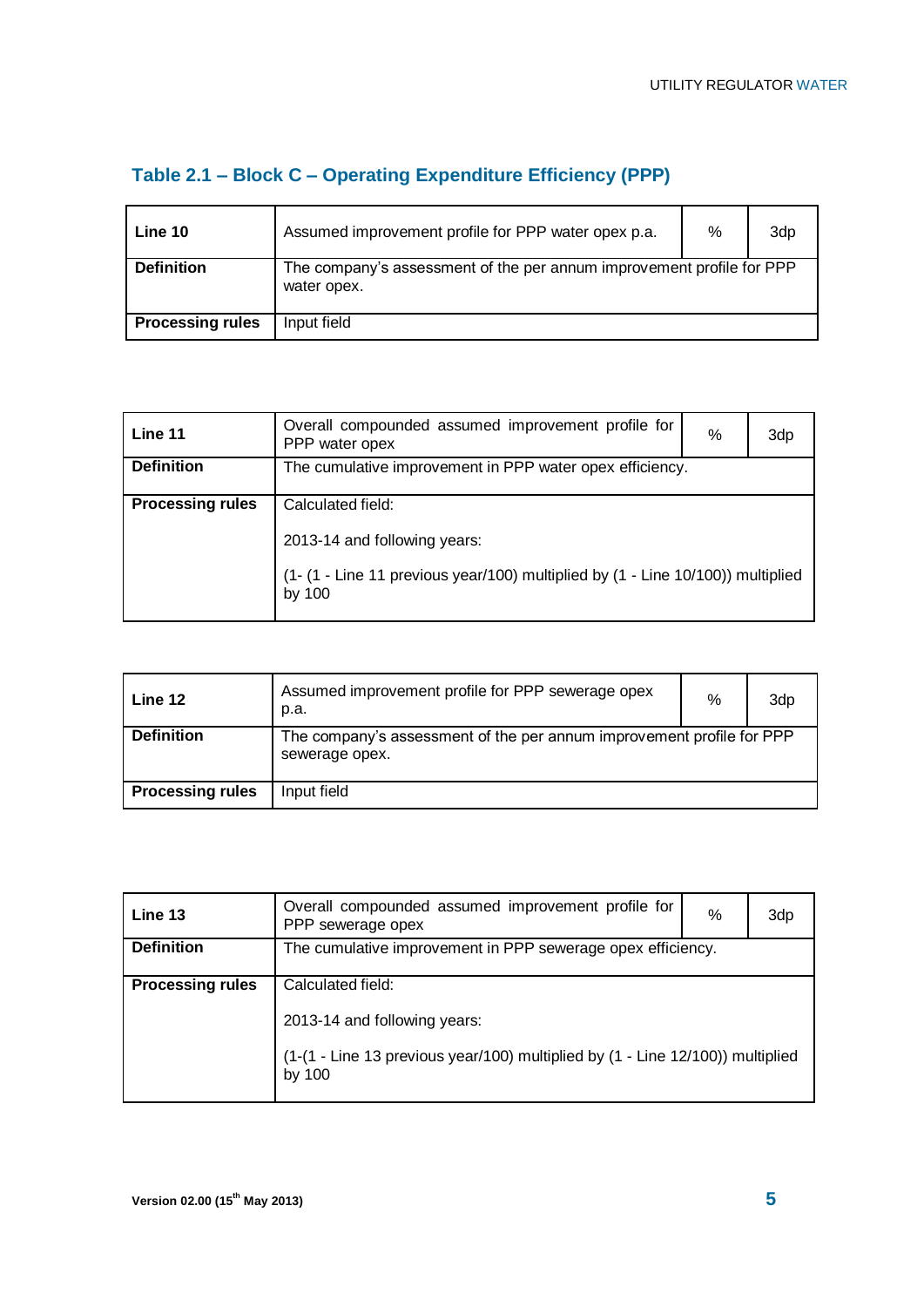### Table 2.1 – Block C – Operating Expenditure Efficiency (PPP)

| **Line 10** | Assumed improvement profile for PPP water opex p.a. | % | 3dp |
|---|---|---|---|
| **Definition** | The company's assessment of the per annum improvement profile for PPP water opex. | | |
| **Processing rules** | Input field | | |

| **Line 11** | Overall compounded assumed improvement profile for PPP water opex | % | 3dp |
|---|---|---|---|
| **Definition** | The cumulative improvement in PPP water opex efficiency. | | |
| **Processing rules** | Calculated field:<br><br>2013-14 and following years:<br><br>(1- (1 - Line 11 previous year/100) multiplied by (1 - Line 10/100)) multiplied by 100 | | |

| **Line 12** | Assumed improvement profile for PPP sewerage opex p.a. | % | 3dp |
|---|---|---|---|
| **Definition** | The company's assessment of the per annum improvement profile for PPP sewerage opex. | | |
| **Processing rules** | Input field | | |

| **Line 13** | Overall compounded assumed improvement profile for PPP sewerage opex | % | 3dp |
|---|---|---|---|
| **Definition** | The cumulative improvement in PPP sewerage opex efficiency. | | |
| **Processing rules** | Calculated field:<br><br>2013-14 and following years:<br><br>(1-(1 - Line 13 previous year/100) multiplied by (1 - Line 12/100)) multiplied by 100 | | |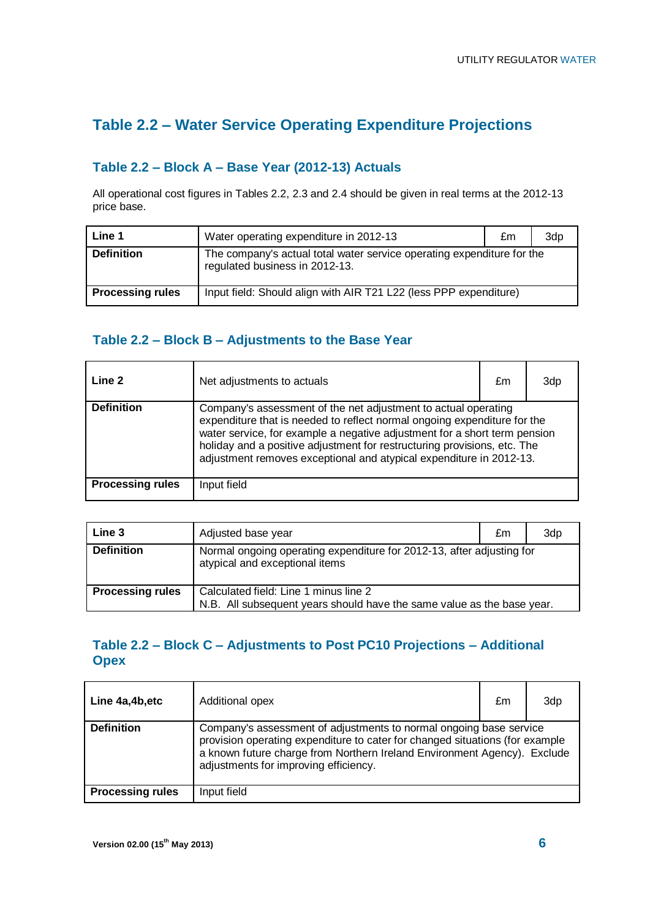## Table 2.2 – Water Service Operating Expenditure Projections

### Table 2.2 – Block A – Base Year (2012-13) Actuals

All operational cost figures in Tables 2.2, 2.3 and 2.4 should be given in real terms at the 2012-13 price base.

| **Line 1** | Water operating expenditure in 2012-13 | £m | 3dp |
|---|---|---|---|
| **Definition** | The company's actual total water service operating expenditure for the regulated business in 2012-13. | | |
| **Processing rules** | Input field: Should align with AIR T21 L22 (less PPP expenditure) | | |

### Table 2.2 – Block B – Adjustments to the Base Year

| **Line 2** | Net adjustments to actuals | £m | 3dp |
|---|---|---|---|
| **Definition** | Company's assessment of the net adjustment to actual operating expenditure that is needed to reflect normal ongoing expenditure for the water service, for example a negative adjustment for a short term pension holiday and a positive adjustment for restructuring provisions, etc. The adjustment removes exceptional and atypical expenditure in 2012-13. | | |
| **Processing rules** | Input field | | |

| **Line 3** | Adjusted base year | £m | 3dp |
|---|---|---|---|
| **Definition** | Normal ongoing operating expenditure for 2012-13, after adjusting for atypical and exceptional items | | |
| **Processing rules** | Calculated field: Line 1 minus line 2<br>N.B. All subsequent years should have the same value as the base year. | | |

### Table 2.2 – Block C – Adjustments to Post PC10 Projections – Additional Opex

| **Line 4a,4b,etc** | Additional opex | £m | 3dp |
|---|---|---|---|
| **Definition** | Company's assessment of adjustments to normal ongoing base service provision operating expenditure to cater for changed situations (for example a known future charge from Northern Ireland Environment Agency). Exclude adjustments for improving efficiency. | | |
| **Processing rules** | Input field | | |

Version 02.00 (15th May 2013)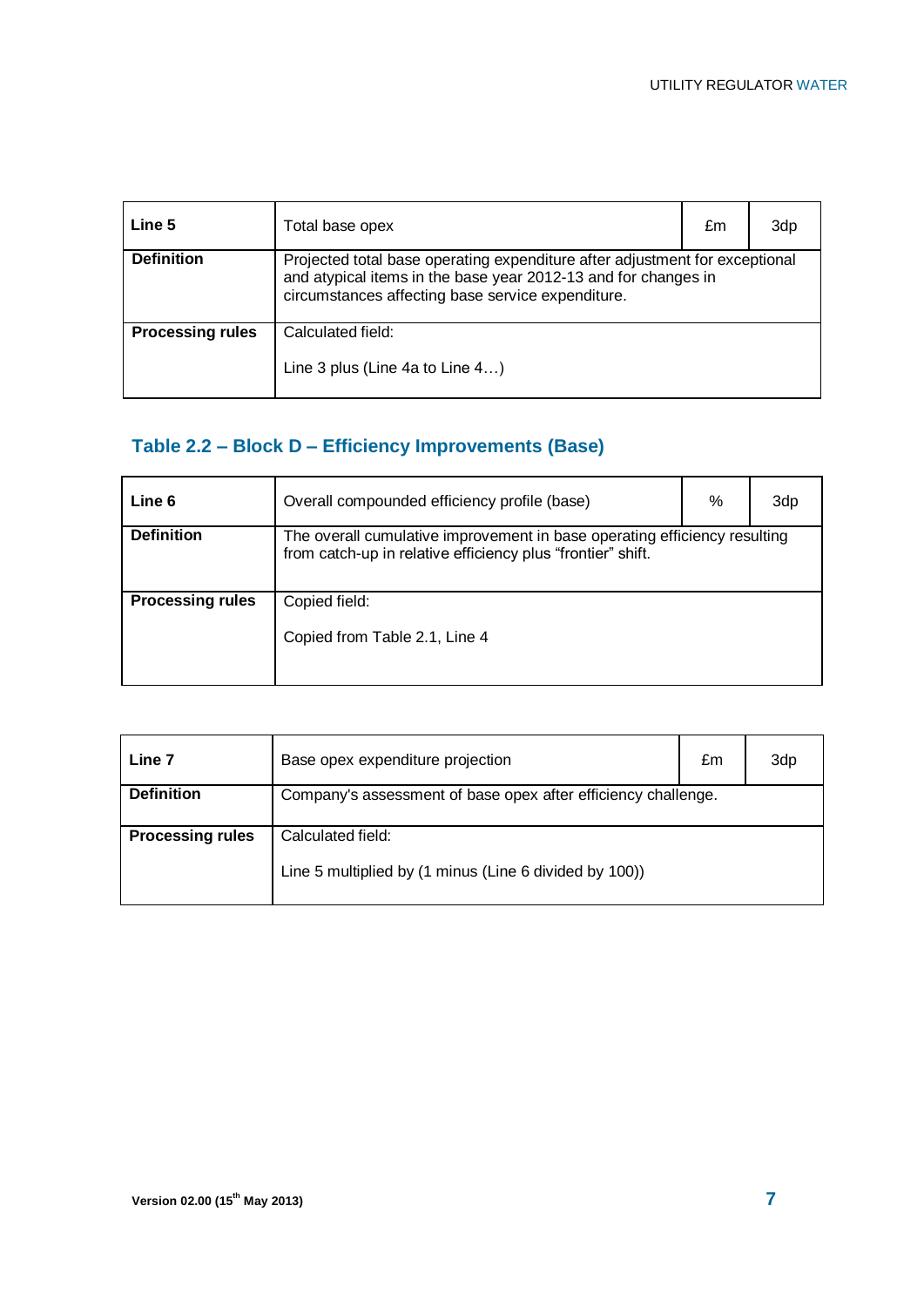| Line 5 | Total base opex | £m | 3dp |
|---|---|---|---|
| **Definition** | Projected total base operating expenditure after adjustment for exceptional and atypical items in the base year 2012-13 and for changes in circumstances affecting base service expenditure. | | |
| **Processing rules** | Calculated field:<br><br>Line 3 plus (Line 4a to Line 4…) | | |

### Table 2.2 – Block D – Efficiency Improvements (Base)

| Line 6 | Overall compounded efficiency profile (base) | % | 3dp |
|---|---|---|---|
| **Definition** | The overall cumulative improvement in base operating efficiency resulting from catch-up in relative efficiency plus "frontier" shift. | | |
| **Processing rules** | Copied field:<br><br>Copied from Table 2.1, Line 4 | | |

| Line 7 | Base opex expenditure projection | £m | 3dp |
|---|---|---|---|
| **Definition** | Company's assessment of base opex after efficiency challenge. | | |
| **Processing rules** | Calculated field:<br><br>Line 5 multiplied by (1 minus (Line 6 divided by 100)) | | |

**Version 02.00 (15th May 2013)**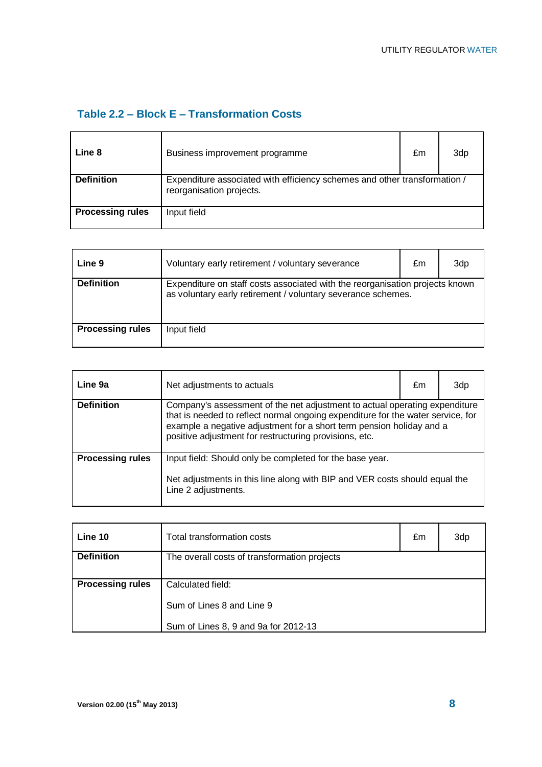## Table 2.2 – Block E – Transformation Costs

| Line 8 | Business improvement programme | £m | 3dp |
|---|---|---|---|
| **Definition** | Expenditure associated with efficiency schemes and other transformation / reorganisation projects. | | |
| **Processing rules** | Input field | | |

| Line 9 | Voluntary early retirement / voluntary severance | £m | 3dp |
|---|---|---|---|
| **Definition** | Expenditure on staff costs associated with the reorganisation projects known as voluntary early retirement / voluntary severance schemes. | | |
| **Processing rules** | Input field | | |

| Line 9a | Net adjustments to actuals | £m | 3dp |
|---|---|---|---|
| **Definition** | Company's assessment of the net adjustment to actual operating expenditure that is needed to reflect normal ongoing expenditure for the water service, for example a negative adjustment for a short term pension holiday and a positive adjustment for restructuring provisions, etc. | | |
| **Processing rules** | Input field: Should only be completed for the base year.<br><br>Net adjustments in this line along with BIP and VER costs should equal the Line 2 adjustments. | | |

| Line 10 | Total transformation costs | £m | 3dp |
|---|---|---|---|
| **Definition** | The overall costs of transformation projects | | |
| **Processing rules** | Calculated field:<br><br>Sum of Lines 8 and Line 9<br><br>Sum of Lines 8, 9 and 9a for 2012-13 | | |

Version 02.00 (15th May 2013)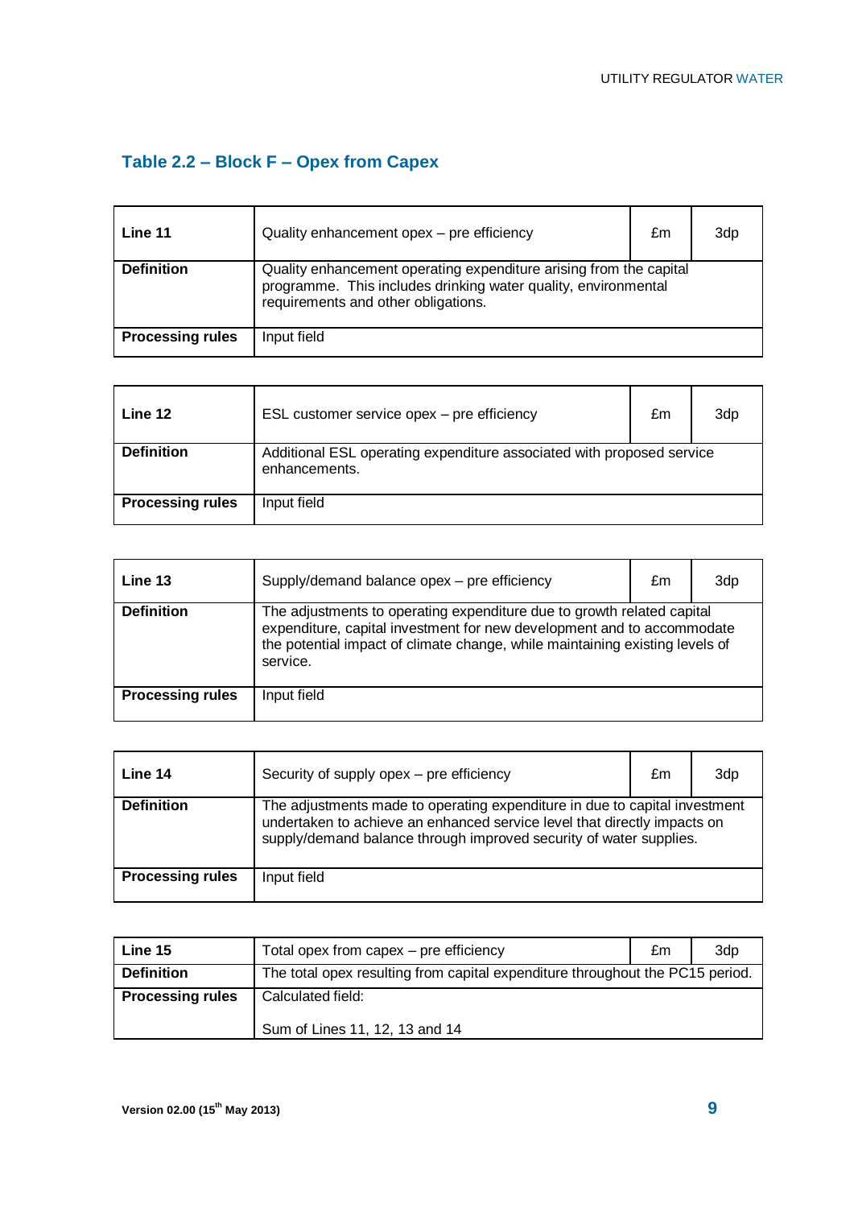## Table 2.2 – Block F – Opex from Capex

| Line 11 | Quality enhancement opex – pre efficiency | £m | 3dp |
|---|---|---|---|
| **Definition** | Quality enhancement operating expenditure arising from the capital programme. This includes drinking water quality, environmental requirements and other obligations. | | |
| **Processing rules** | Input field | | |

| Line 12 | ESL customer service opex – pre efficiency | £m | 3dp |
|---|---|---|---|
| **Definition** | Additional ESL operating expenditure associated with proposed service enhancements. | | |
| **Processing rules** | Input field | | |

| Line 13 | Supply/demand balance opex – pre efficiency | £m | 3dp |
|---|---|---|---|
| **Definition** | The adjustments to operating expenditure due to growth related capital expenditure, capital investment for new development and to accommodate the potential impact of climate change, while maintaining existing levels of service. | | |
| **Processing rules** | Input field | | |

| Line 14 | Security of supply opex – pre efficiency | £m | 3dp |
|---|---|---|---|
| **Definition** | The adjustments made to operating expenditure in due to capital investment undertaken to achieve an enhanced service level that directly impacts on supply/demand balance through improved security of water supplies. | | |
| **Processing rules** | Input field | | |

| Line 15 | Total opex from capex – pre efficiency | £m | 3dp |
|---|---|---|---|
| **Definition** | The total opex resulting from capital expenditure throughout the PC15 period. | | |
| **Processing rules** | Calculated field:<br><br>Sum of Lines 11, 12, 13 and 14 | | |

Version 02.00 (15th May 2013)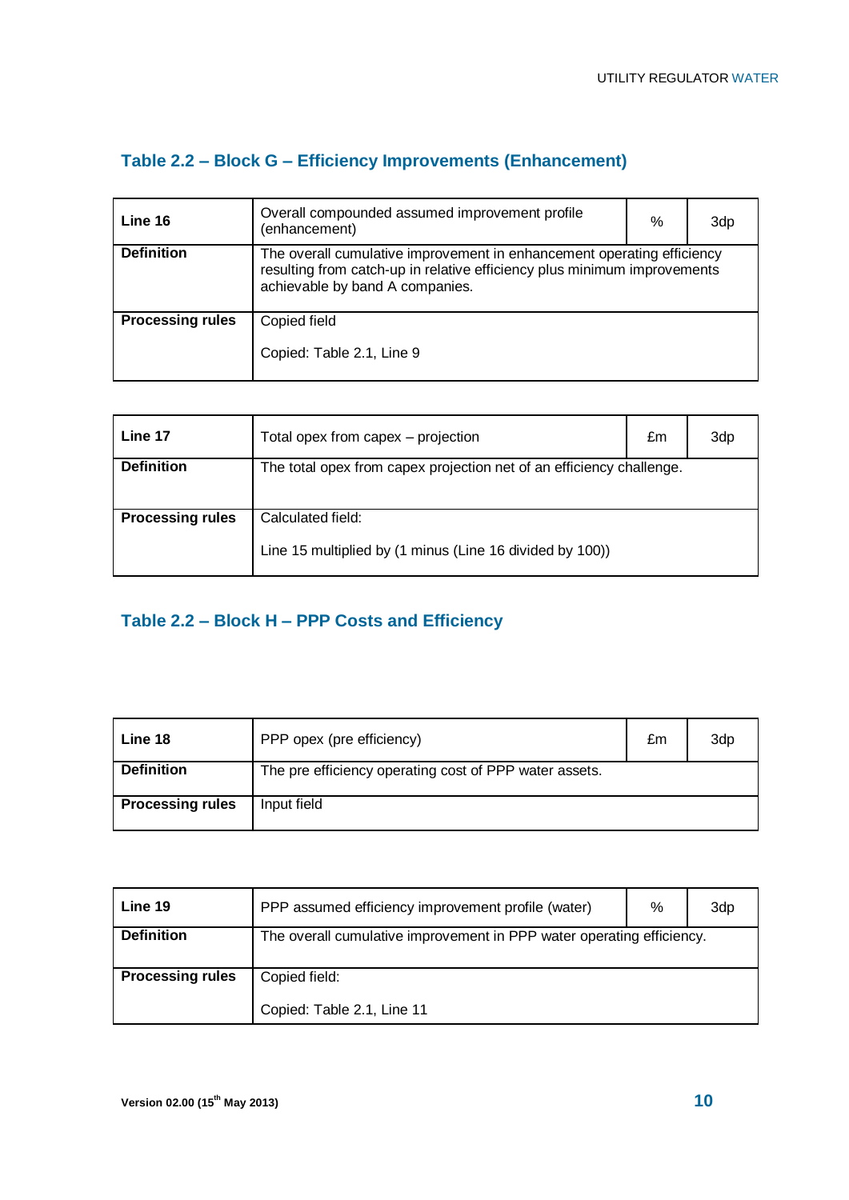## Table 2.2 – Block G – Efficiency Improvements (Enhancement)

| **Line 16** | Overall compounded assumed improvement profile (enhancement) | % | 3dp |
|---|---|---|---|
| **Definition** | The overall cumulative improvement in enhancement operating efficiency resulting from catch-up in relative efficiency plus minimum improvements achievable by band A companies. | | |
| **Processing rules** | Copied field<br><br>Copied: Table 2.1, Line 9 | | |

| **Line 17** | Total opex from capex – projection | £m | 3dp |
|---|---|---|---|
| **Definition** | The total opex from capex projection net of an efficiency challenge. | | |
| **Processing rules** | Calculated field:<br><br>Line 15 multiplied by (1 minus (Line 16 divided by 100)) | | |

## Table 2.2 – Block H – PPP Costs and Efficiency

| **Line 18** | PPP opex (pre efficiency) | £m | 3dp |
|---|---|---|---|
| **Definition** | The pre efficiency operating cost of PPP water assets. | | |
| **Processing rules** | Input field | | |

| **Line 19** | PPP assumed efficiency improvement profile (water) | % | 3dp |
|---|---|---|---|
| **Definition** | The overall cumulative improvement in PPP water operating efficiency. | | |
| **Processing rules** | Copied field:<br><br>Copied: Table 2.1, Line 11 | | |

Version 02.00 (15th May 2013)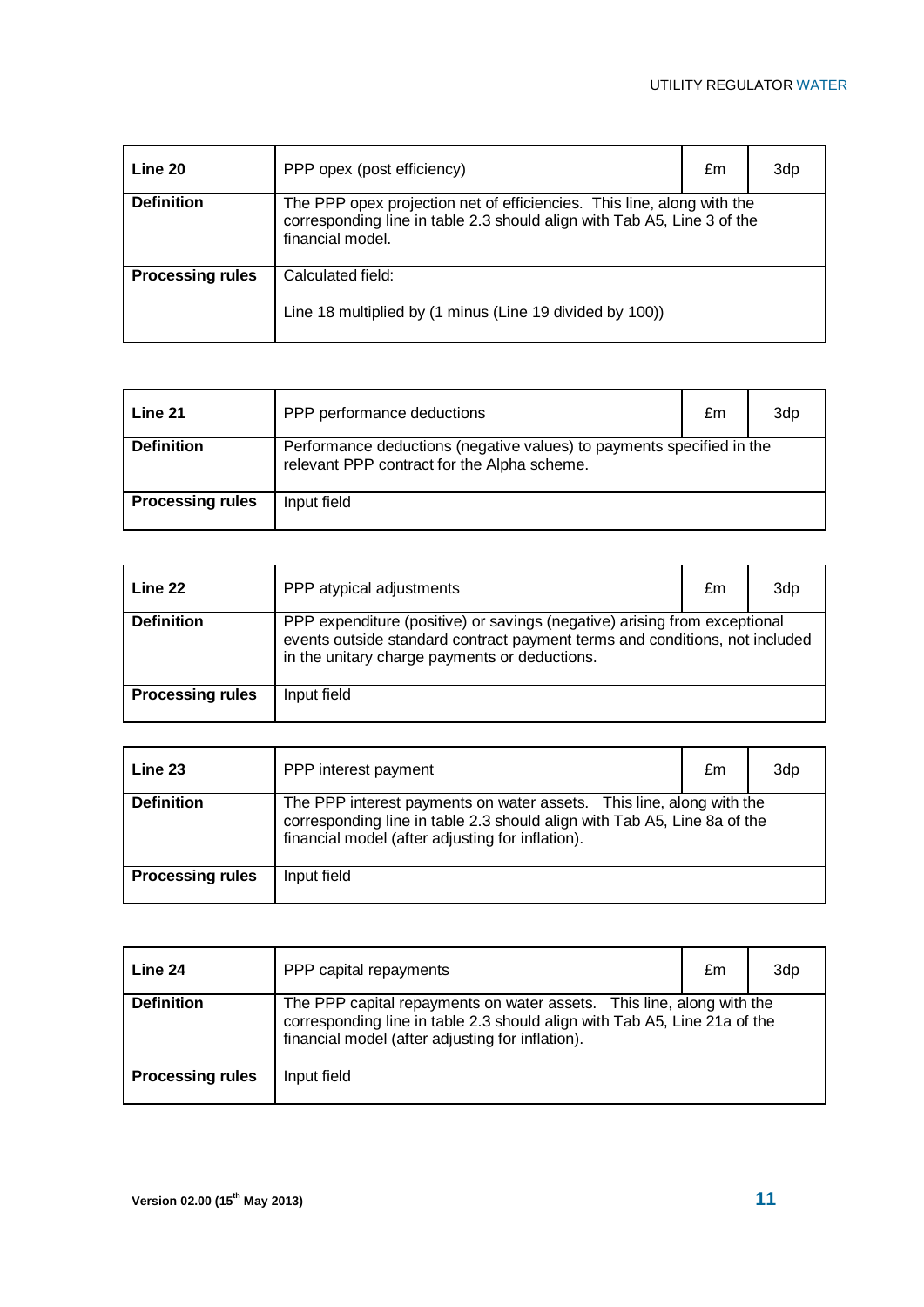| Line 20 | PPP opex (post efficiency) | £m | 3dp |
|---|---|---|---|
| **Definition** | The PPP opex projection net of efficiencies. This line, along with the corresponding line in table 2.3 should align with Tab A5, Line 3 of the financial model. | | |
| **Processing rules** | Calculated field:<br><br>Line 18 multiplied by (1 minus (Line 19 divided by 100)) | | |

| Line 21 | PPP performance deductions | £m | 3dp |
|---|---|---|---|
| **Definition** | Performance deductions (negative values) to payments specified in the relevant PPP contract for the Alpha scheme. | | |
| **Processing rules** | Input field | | |

| Line 22 | PPP atypical adjustments | £m | 3dp |
|---|---|---|---|
| **Definition** | PPP expenditure (positive) or savings (negative) arising from exceptional events outside standard contract payment terms and conditions, not included in the unitary charge payments or deductions. | | |
| **Processing rules** | Input field | | |

| Line 23 | PPP interest payment | £m | 3dp |
|---|---|---|---|
| **Definition** | The PPP interest payments on water assets. This line, along with the corresponding line in table 2.3 should align with Tab A5, Line 8a of the financial model (after adjusting for inflation). | | |
| **Processing rules** | Input field | | |

| Line 24 | PPP capital repayments | £m | 3dp |
|---|---|---|---|
| **Definition** | The PPP capital repayments on water assets. This line, along with the corresponding line in table 2.3 should align with Tab A5, Line 21a of the financial model (after adjusting for inflation). | | |
| **Processing rules** | Input field | | |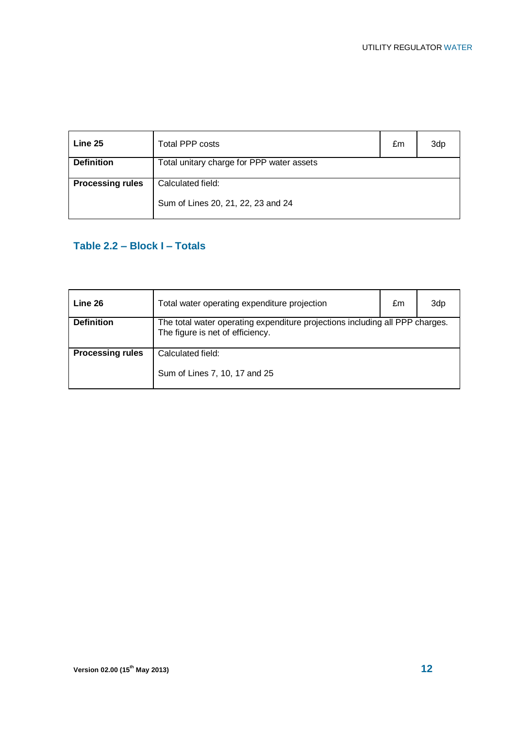| Line 25 | Total PPP costs | £m | 3dp |
|---|---|---|---|
| **Definition** | Total unitary charge for PPP water assets | | |
| **Processing rules** | Calculated field:<br><br>Sum of Lines 20, 21, 22, 23 and 24 | | |

## Table 2.2 – Block I – Totals

| Line 26 | Total water operating expenditure projection | £m | 3dp |
|---|---|---|---|
| **Definition** | The total water operating expenditure projections including all PPP charges. The figure is net of efficiency. | | |
| **Processing rules** | Calculated field:<br><br>Sum of Lines 7, 10, 17 and 25 | | |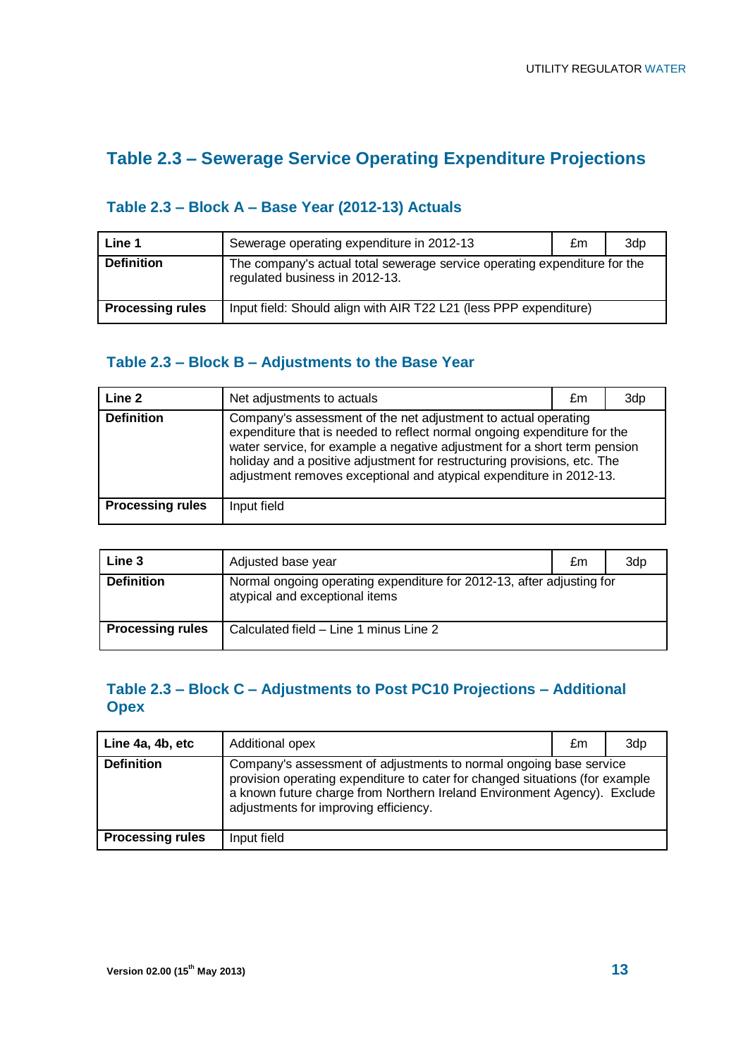## Table 2.3 – Sewerage Service Operating Expenditure Projections

### Table 2.3 – Block A – Base Year (2012-13) Actuals

| **Line 1** | Sewerage operating expenditure in 2012-13 | £m | 3dp |
|---|---|---|---|
| **Definition** | The company's actual total sewerage service operating expenditure for the regulated business in 2012-13. | | |
| **Processing rules** | Input field: Should align with AIR T22 L21 (less PPP expenditure) | | |

### Table 2.3 – Block B – Adjustments to the Base Year

| **Line 2** | Net adjustments to actuals | £m | 3dp |
|---|---|---|---|
| **Definition** | Company's assessment of the net adjustment to actual operating expenditure that is needed to reflect normal ongoing expenditure for the water service, for example a negative adjustment for a short term pension holiday and a positive adjustment for restructuring provisions, etc. The adjustment removes exceptional and atypical expenditure in 2012-13. | | |
| **Processing rules** | Input field | | |

| **Line 3** | Adjusted base year | £m | 3dp |
|---|---|---|---|
| **Definition** | Normal ongoing operating expenditure for 2012-13, after adjusting for atypical and exceptional items | | |
| **Processing rules** | Calculated field – Line 1 minus Line 2 | | |

### Table 2.3 – Block C – Adjustments to Post PC10 Projections – Additional Opex

| **Line 4a, 4b, etc** | Additional opex | £m | 3dp |
|---|---|---|---|
| **Definition** | Company's assessment of adjustments to normal ongoing base service provision operating expenditure to cater for changed situations (for example a known future charge from Northern Ireland Environment Agency). Exclude adjustments for improving efficiency. | | |
| **Processing rules** | Input field | | |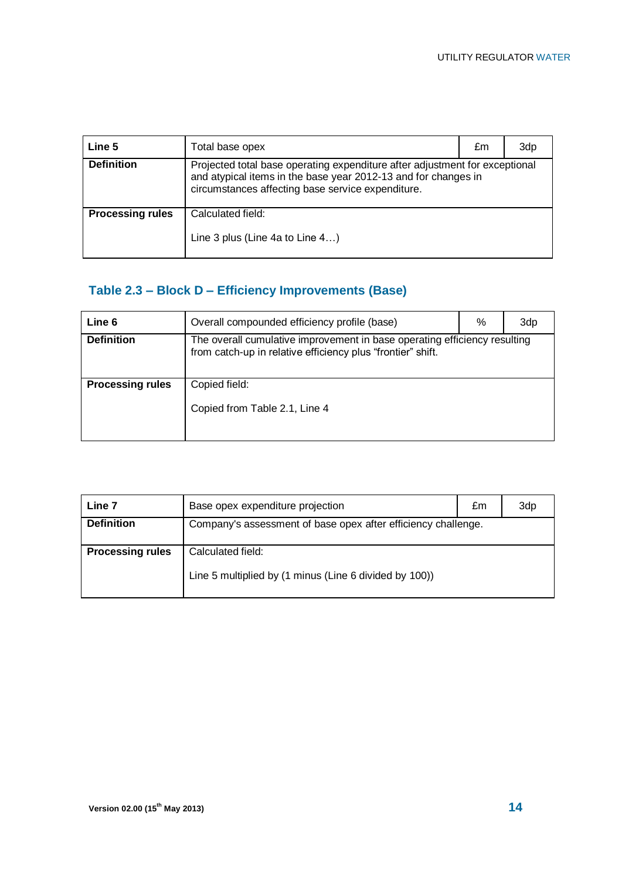| Line 5 | Total base opex | £m | 3dp |
|---|---|---|---|
| **Definition** | Projected total base operating expenditure after adjustment for exceptional and atypical items in the base year 2012-13 and for changes in circumstances affecting base service expenditure. | | |
| **Processing rules** | Calculated field:<br><br>Line 3 plus (Line 4a to Line 4…) | | |

## Table 2.3 – Block D – Efficiency Improvements (Base)

| Line 6 | Overall compounded efficiency profile (base) | % | 3dp |
|---|---|---|---|
| **Definition** | The overall cumulative improvement in base operating efficiency resulting from catch-up in relative efficiency plus "frontier" shift. | | |
| **Processing rules** | Copied field:<br><br>Copied from Table 2.1, Line 4 | | |

| Line 7 | Base opex expenditure projection | £m | 3dp |
|---|---|---|---|
| **Definition** | Company's assessment of base opex after efficiency challenge. | | |
| **Processing rules** | Calculated field:<br><br>Line 5 multiplied by (1 minus (Line 6 divided by 100)) | | |

Version 02.00 (15th May 2013)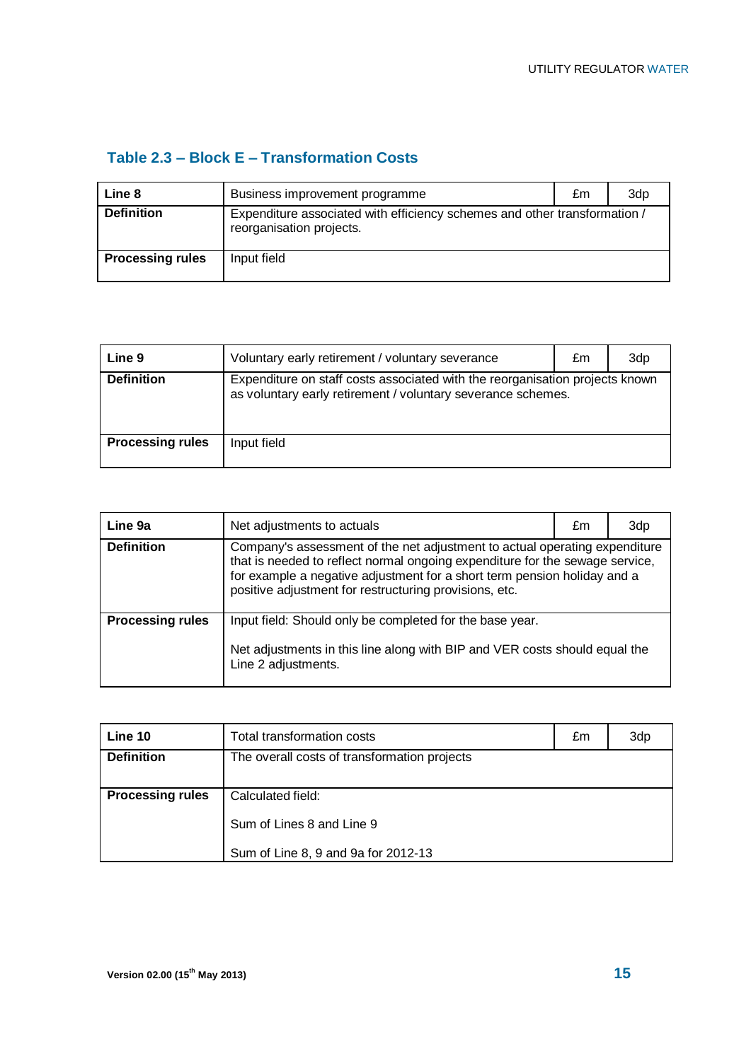## Table 2.3 – Block E – Transformation Costs

| Line 8 | Business improvement programme | £m | 3dp |
|---|---|---|---|
| **Definition** | Expenditure associated with efficiency schemes and other transformation / reorganisation projects. | | |
| **Processing rules** | Input field | | |

| Line 9 | Voluntary early retirement / voluntary severance | £m | 3dp |
|---|---|---|---|
| **Definition** | Expenditure on staff costs associated with the reorganisation projects known as voluntary early retirement / voluntary severance schemes. | | |
| **Processing rules** | Input field | | |

| Line 9a | Net adjustments to actuals | £m | 3dp |
|---|---|---|---|
| **Definition** | Company's assessment of the net adjustment to actual operating expenditure that is needed to reflect normal ongoing expenditure for the sewage service, for example a negative adjustment for a short term pension holiday and a positive adjustment for restructuring provisions, etc. | | |
| **Processing rules** | Input field: Should only be completed for the base year.<br><br>Net adjustments in this line along with BIP and VER costs should equal the Line 2 adjustments. | | |

| Line 10 | Total transformation costs | £m | 3dp |
|---|---|---|---|
| **Definition** | The overall costs of transformation projects | | |
| **Processing rules** | Calculated field:<br><br>Sum of Lines 8 and Line 9<br><br>Sum of Line 8, 9 and 9a for 2012-13 | | |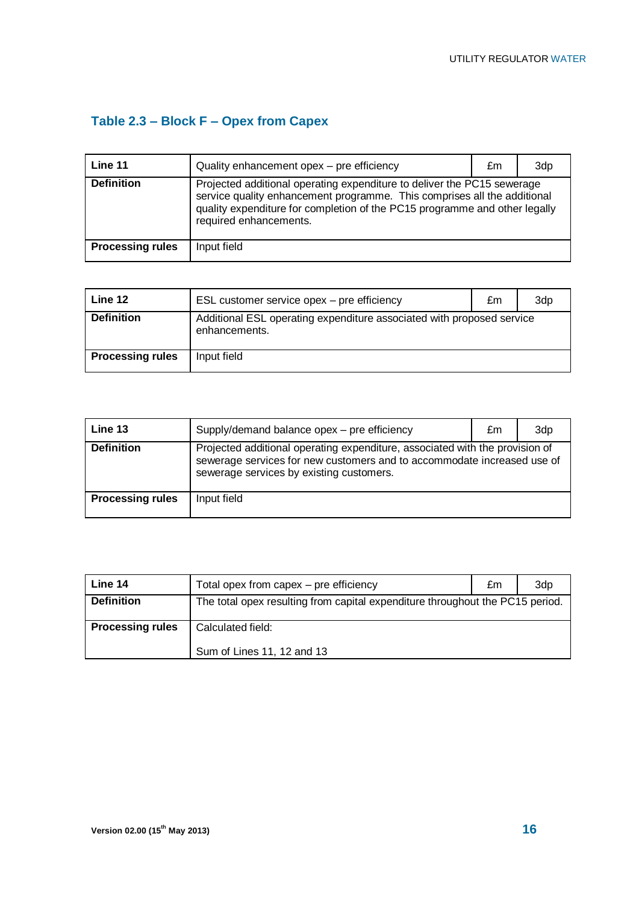### Table 2.3 – Block F – Opex from Capex

| Line 11 | Quality enhancement opex – pre efficiency | £m | 3dp |
|---|---|---|---|
| **Definition** | Projected additional operating expenditure to deliver the PC15 sewerage service quality enhancement programme. This comprises all the additional quality expenditure for completion of the PC15 programme and other legally required enhancements. | | |
| **Processing rules** | Input field | | |

| Line 12 | ESL customer service opex – pre efficiency | £m | 3dp |
|---|---|---|---|
| **Definition** | Additional ESL operating expenditure associated with proposed service enhancements. | | |
| **Processing rules** | Input field | | |

| Line 13 | Supply/demand balance opex – pre efficiency | £m | 3dp |
|---|---|---|---|
| **Definition** | Projected additional operating expenditure, associated with the provision of sewerage services for new customers and to accommodate increased use of sewerage services by existing customers. | | |
| **Processing rules** | Input field | | |

| Line 14 | Total opex from capex – pre efficiency | £m | 3dp |
|---|---|---|---|
| **Definition** | The total opex resulting from capital expenditure throughout the PC15 period. | | |
| **Processing rules** | Calculated field:<br><br>Sum of Lines 11, 12 and 13 | | |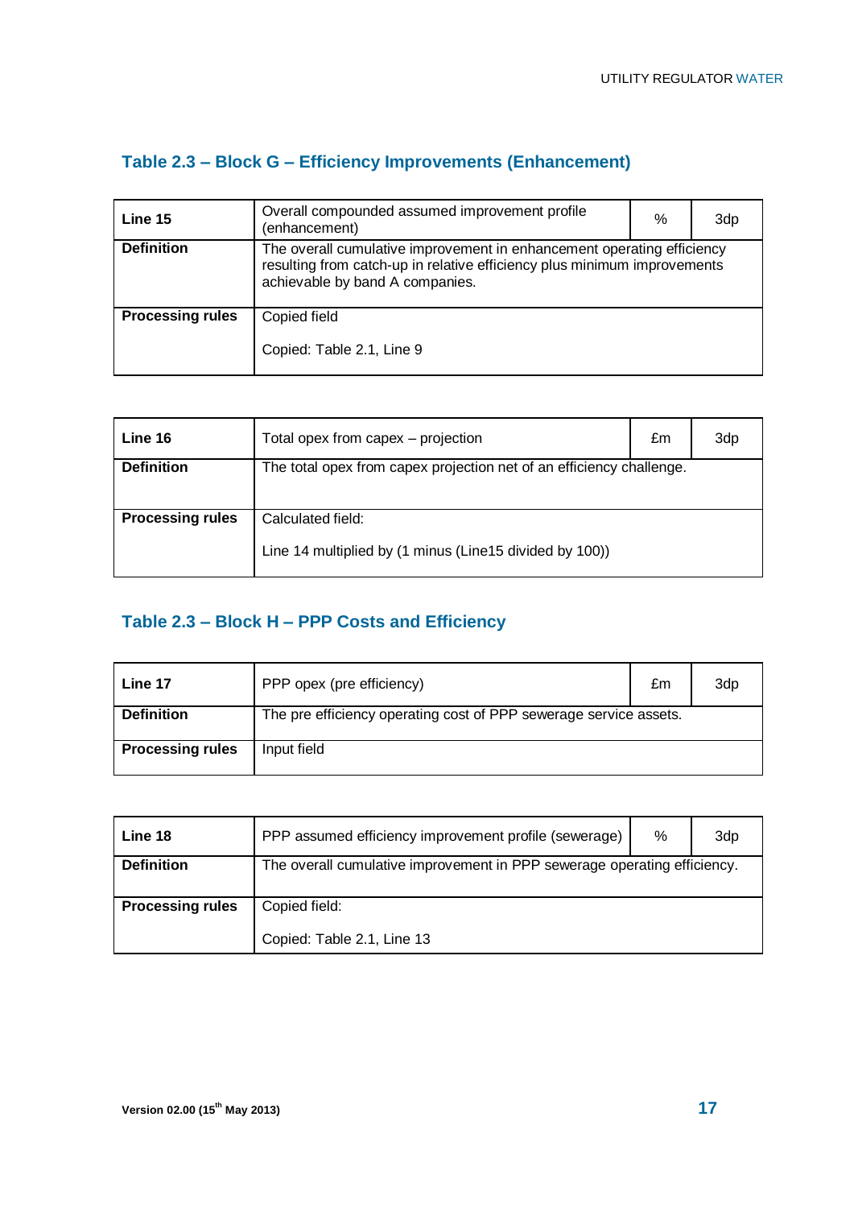### Table 2.3 – Block G – Efficiency Improvements (Enhancement)

| **Line 15** | Overall compounded assumed improvement profile (enhancement) | % | 3dp |
|---|---|---|---|
| **Definition** | The overall cumulative improvement in enhancement operating efficiency resulting from catch-up in relative efficiency plus minimum improvements achievable by band A companies. | | |
| **Processing rules** | Copied field<br><br>Copied: Table 2.1, Line 9 | | |

| **Line 16** | Total opex from capex – projection | £m | 3dp |
|---|---|---|---|
| **Definition** | The total opex from capex projection net of an efficiency challenge. | | |
| **Processing rules** | Calculated field:<br><br>Line 14 multiplied by (1 minus (Line15 divided by 100)) | | |

### Table 2.3 – Block H – PPP Costs and Efficiency

| **Line 17** | PPP opex (pre efficiency) | £m | 3dp |
|---|---|---|---|
| **Definition** | The pre efficiency operating cost of PPP sewerage service assets. | | |
| **Processing rules** | Input field | | |

| **Line 18** | PPP assumed efficiency improvement profile (sewerage) | % | 3dp |
|---|---|---|---|
| **Definition** | The overall cumulative improvement in PPP sewerage operating efficiency. | | |
| **Processing rules** | Copied field:<br><br>Copied: Table 2.1, Line 13 | | |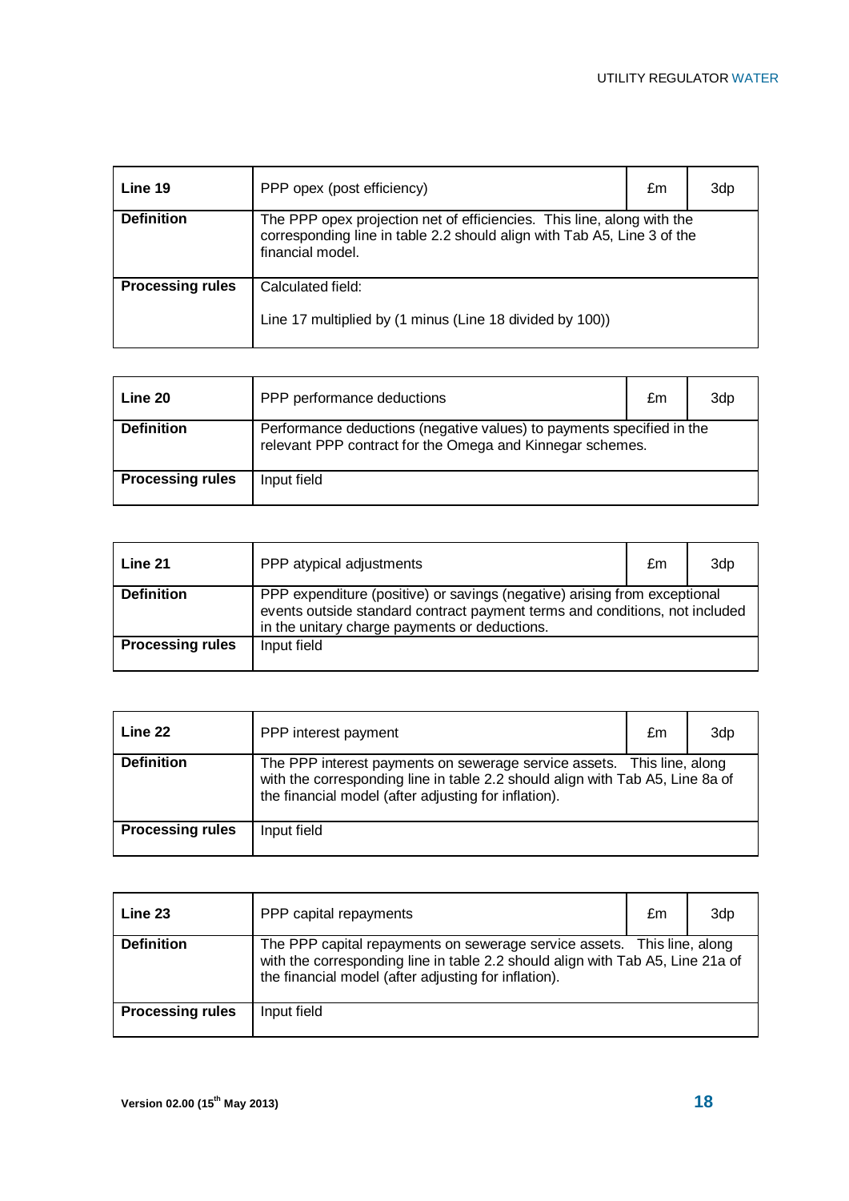| Line 19 | PPP opex (post efficiency) | £m | 3dp |
|---|---|---|---|
| **Definition** | The PPP opex projection net of efficiencies. This line, along with the corresponding line in table 2.2 should align with Tab A5, Line 3 of the financial model. | | |
| **Processing rules** | Calculated field:<br><br>Line 17 multiplied by (1 minus (Line 18 divided by 100)) | | |

| Line 20 | PPP performance deductions | £m | 3dp |
|---|---|---|---|
| **Definition** | Performance deductions (negative values) to payments specified in the relevant PPP contract for the Omega and Kinnegar schemes. | | |
| **Processing rules** | Input field | | |

| Line 21 | PPP atypical adjustments | £m | 3dp |
|---|---|---|---|
| **Definition** | PPP expenditure (positive) or savings (negative) arising from exceptional events outside standard contract payment terms and conditions, not included in the unitary charge payments or deductions. | | |
| **Processing rules** | Input field | | |

| Line 22 | PPP interest payment | £m | 3dp |
|---|---|---|---|
| **Definition** | The PPP interest payments on sewerage service assets. This line, along with the corresponding line in table 2.2 should align with Tab A5, Line 8a of the financial model (after adjusting for inflation). | | |
| **Processing rules** | Input field | | |

| Line 23 | PPP capital repayments | £m | 3dp |
|---|---|---|---|
| **Definition** | The PPP capital repayments on sewerage service assets. This line, along with the corresponding line in table 2.2 should align with Tab A5, Line 21a of the financial model (after adjusting for inflation). | | |
| **Processing rules** | Input field | | |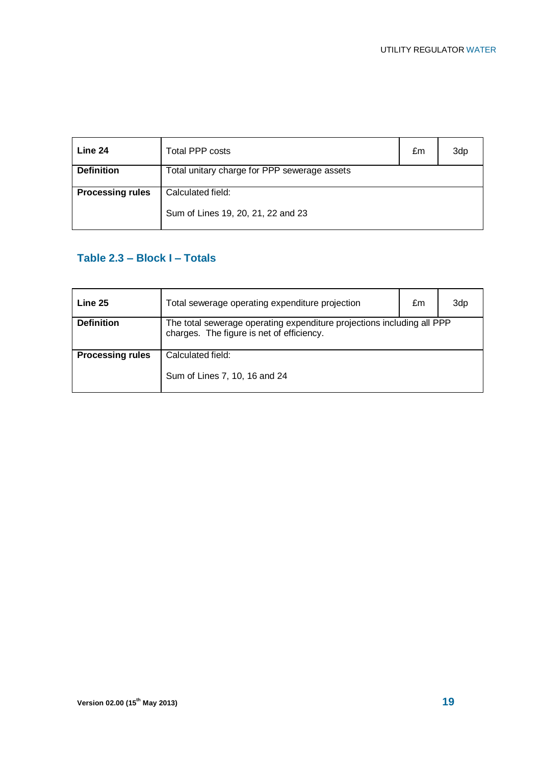| Line 24 | Total PPP costs | £m | 3dp |
|---|---|---|---|
| **Definition** | Total unitary charge for PPP sewerage assets | | |
| **Processing rules** | Calculated field:<br><br>Sum of Lines 19, 20, 21, 22 and 23 | | |

### Table 2.3 – Block I – Totals

| Line 25 | Total sewerage operating expenditure projection | £m | 3dp |
|---|---|---|---|
| **Definition** | The total sewerage operating expenditure projections including all PPP charges.  The figure is net of efficiency. | | |
| **Processing rules** | Calculated field:<br><br>Sum of Lines 7, 10, 16 and 24 | | |

**Version 02.00 (15th May 2013)**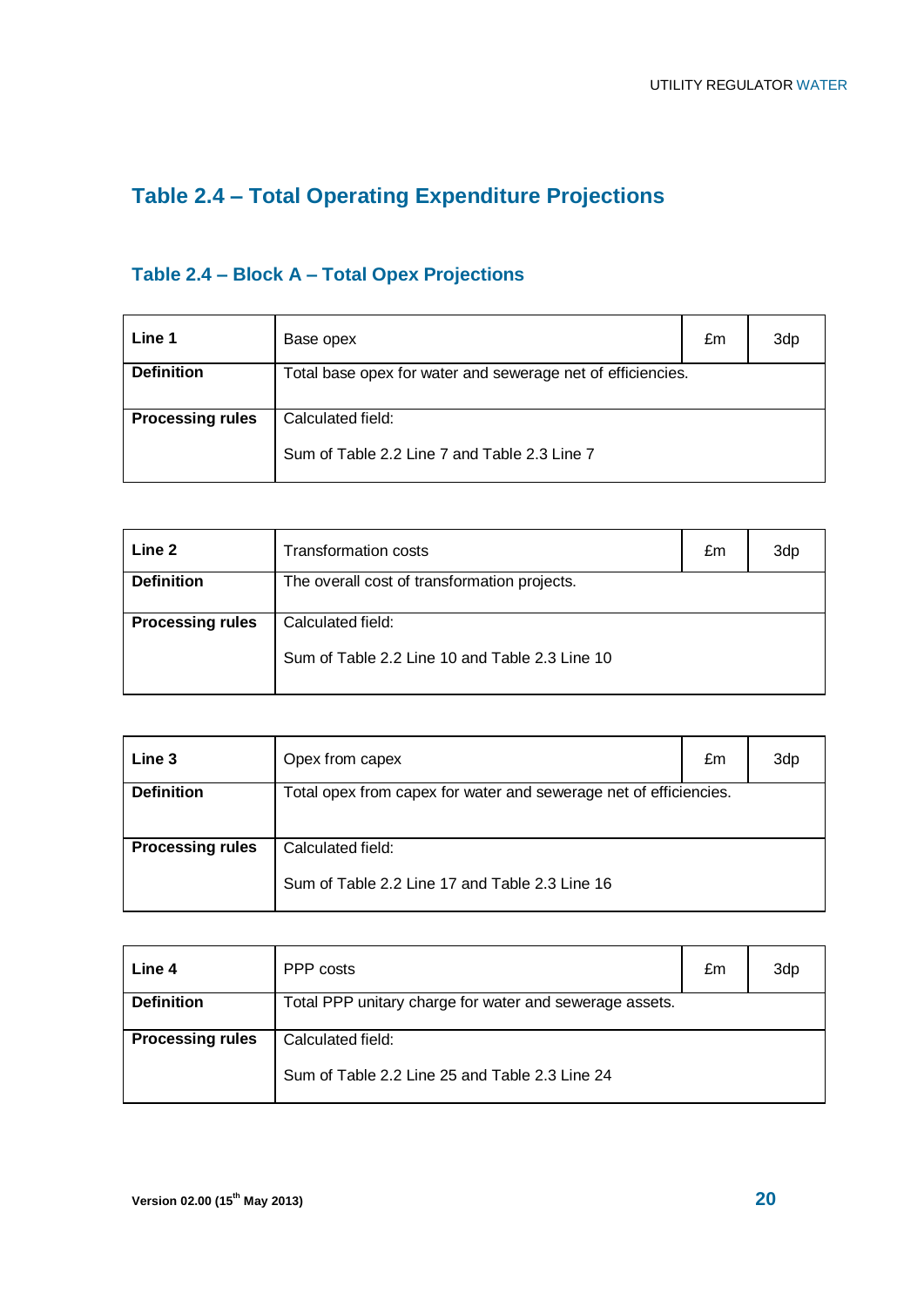## Table 2.4 – Total Operating Expenditure Projections

### Table 2.4 – Block A – Total Opex Projections

| **Line 1** | Base opex | £m | 3dp |
|---|---|---|---|
| **Definition** | Total base opex for water and sewerage net of efficiencies. | | |
| **Processing rules** | Calculated field:<br><br>Sum of Table 2.2 Line 7 and Table 2.3 Line 7 | | |

| **Line 2** | Transformation costs | £m | 3dp |
|---|---|---|---|
| **Definition** | The overall cost of transformation projects. | | |
| **Processing rules** | Calculated field:<br><br>Sum of Table 2.2 Line 10 and Table 2.3 Line 10 | | |

| **Line 3** | Opex from capex | £m | 3dp |
|---|---|---|---|
| **Definition** | Total opex from capex for water and sewerage net of efficiencies. | | |
| **Processing rules** | Calculated field:<br><br>Sum of Table 2.2 Line 17 and Table 2.3 Line 16 | | |

| **Line 4** | PPP costs | £m | 3dp |
|---|---|---|---|
| **Definition** | Total PPP unitary charge for water and sewerage assets. | | |
| **Processing rules** | Calculated field:<br><br>Sum of Table 2.2 Line 25 and Table 2.3 Line 24 | | |

Version 02.00 (15th May 2013)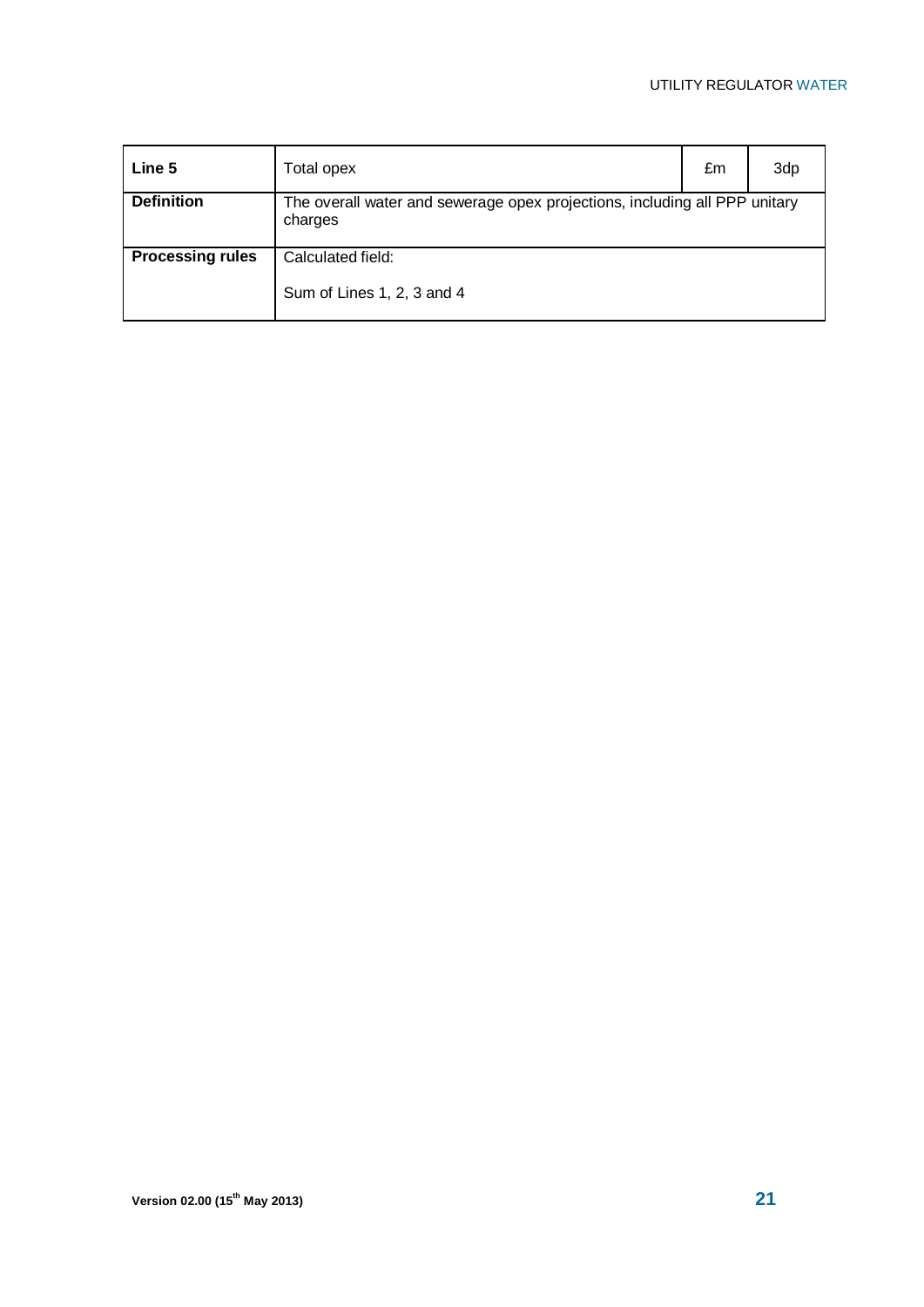| | | | |
|---|---|---|---|
| **Line 5** | Total opex | £m | 3dp |
| **Definition** | The overall water and sewerage opex projections, including all PPP unitary charges | | |
| **Processing rules** | Calculated field:<br><br>Sum of Lines 1, 2, 3 and 4 | | |